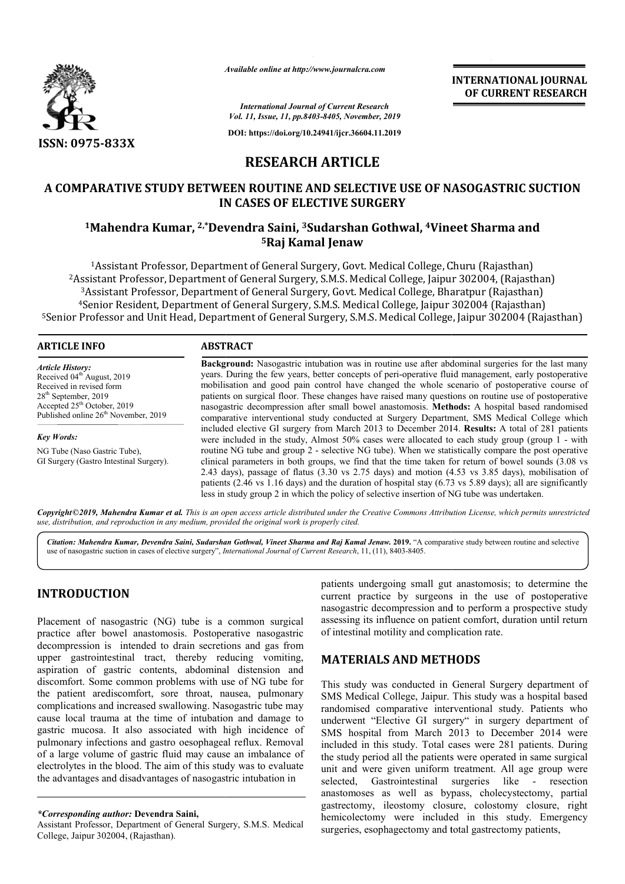*Available online at http://www.journalcra.com*

*International Journal of Current Research*
*Vol. 11, Issue, 11, pp.8403-8405, November, 2019*

**DOI: https://doi.org/10.24941/ijcr.36604.11.2019**

**INTERNATIONAL JOURNAL OF CURRENT RESEARCH**

**ISSN: 0975-833X**

# RESEARCH ARTICLE

# A COMPARATIVE STUDY BETWEEN ROUTINE AND SELECTIVE USE OF NASOGASTRIC SUCTION IN CASES OF ELECTIVE SURGERY

### [1]Mahendra Kumar, [2,*]Devendra Saini, [3]Sudarshan Gothwal, [4]Vineet Sharma and [5]Raj Kamal Jenaw

[1]Assistant Professor, Department of General Surgery, Govt. Medical College, Churu (Rajasthan)
[2]Assistant Professor, Department of General Surgery, S.M.S. Medical College, Jaipur 302004, (Rajasthan)
[3]Assistant Professor, Department of General Surgery, Govt. Medical College, Bharatpur (Rajasthan)
[4]Senior Resident, Department of General Surgery, S.M.S. Medical College, Jaipur 302004 (Rajasthan)
[5]Senior Professor and Unit Head, Department of General Surgery, S.M.S. Medical College, Jaipur 302004 (Rajasthan)

**ARTICLE INFO**

*Article History:*
Received 04th August, 2019
Received in revised form 28th September, 2019
Accepted 25th October, 2019
Published online 26th November, 2019

*Key Words:*
NG Tube (Naso Gastric Tube), GI Surgery (Gastro Intestinal Surgery).

**ABSTRACT**

**Background:** Nasogastric intubation was in routine use after abdominal surgeries for the last many years. During the few years, better concepts of peri-operative fluid management, early postoperative mobilisation and good pain control have changed the whole scenario of postoperative course of patients on surgical floor. These changes have raised many questions on routine use of postoperative nasogastric decompression after small bowel anastomosis. **Methods:** A hospital based randomised comparative interventional study conducted at Surgery Department, SMS Medical College which included elective GI surgery from March 2013 to December 2014. **Results:** A total of 281 patients were included in the study, Almost 50% cases were allocated to each study group (group 1 - with routine NG tube and group 2 - selective NG tube). When we statistically compare the post operative clinical parameters in both groups, we find that the time taken for return of bowel sounds (3.08 vs 2.43 days), passage of flatus (3.30 vs 2.75 days) and motion (4.53 vs 3.85 days), mobilisation of patients (2.46 vs 1.16 days) and the duration of hospital stay (6.73 vs 5.89 days); all are significantly less in study group 2 in which the policy of selective insertion of NG tube was undertaken.

*Copyright©2019, Mahendra Kumar et al. This is an open access article distributed under the Creative Commons Attribution License, which permits unrestricted use, distribution, and reproduction in any medium, provided the original work is properly cited.*

*Citation: Mahendra Kumar, Devendra Saini, Sudarshan Gothwal, Vineet Sharma and Raj Kamal Jenaw.* **2019.** "A comparative study between routine and selective use of nasogastric suction in cases of elective surgery", *International Journal of Current Research*, 11, (11), 8403-8405.

## INTRODUCTION

Placement of nasogastric (NG) tube is a common surgical practice after bowel anastomosis. Postoperative nasogastric decompression is intended to drain secretions and gas from upper gastrointestinal tract, thereby reducing vomiting, aspiration of gastric contents, abdominal distension and discomfort. Some common problems with use of NG tube for the patient arediscomfort, sore throat, nausea, pulmonary complications and increased swallowing. Nasogastric tube may cause local trauma at the time of intubation and damage to gastric mucosa. It also associated with high incidence of pulmonary infections and gastro oesophageal reflux. Removal of a large volume of gastric fluid may cause an imbalance of electrolytes in the blood. The aim of this study was to evaluate the advantages and disadvantages of nasogastric intubation in patients undergoing small gut anastomosis; to determine the current practice by surgeons in the use of postoperative nasogastric decompression and to perform a prospective study assessing its influence on patient comfort, duration until return of intestinal motility and complication rate.

## MATERIALS AND METHODS

This study was conducted in General Surgery department of SMS Medical College, Jaipur. This study was a hospital based randomised comparative interventional study. Patients who underwent "Elective GI surgery" in surgery department of SMS hospital from March 2013 to December 2014 were included in this study. Total cases were 281 patients. During the study period all the patients were operated in same surgical unit and were given uniform treatment. All age group were selected, Gastrointestinal surgeries like - resection anastomoses as well as bypass, cholecystectomy, partial gastrectomy, ileostomy closure, colostomy closure, right hemicolectomy were included in this study. Emergency surgeries, esophagectomy and total gastrectomy patients,

*\*Corresponding author:* **Devendra Saini,**
Assistant Professor, Department of General Surgery, S.M.S. Medical College, Jaipur 302004, (Rajasthan).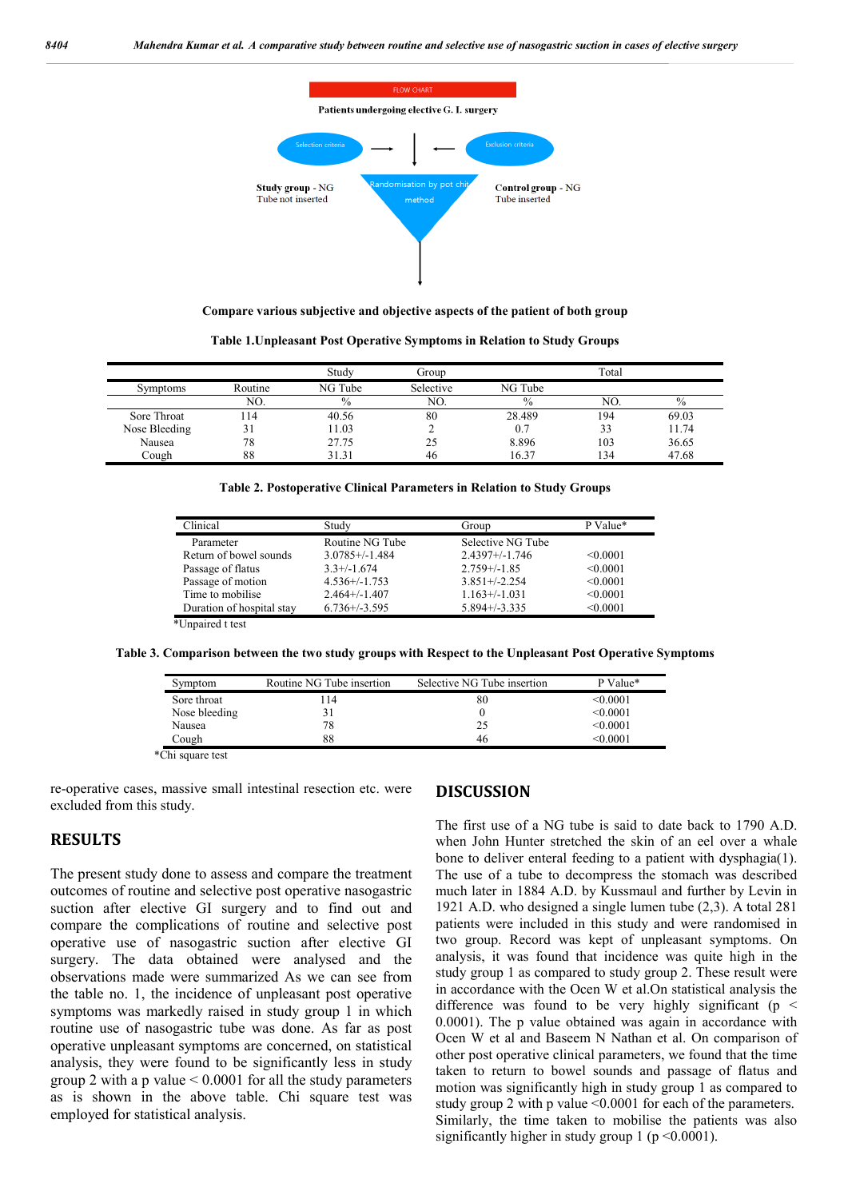FLOW CHART

**Patients undergoing elective G. I. surgery**

Selection criteria → ← Exclusion criteria

**Study group** - NG Tube not inserted

Randomisation by pot chit method

**Control group** - NG Tube inserted

**Compare various subjective and objective aspects of the patient of both group**

**Table 1.Unpleasant Post Operative Symptoms in Relation to Study Groups**

| Symptoms | Study Group | | | | Total | |
|---|---|---|---|---|---|---|
| | Routine NG Tube | | Selective NG Tube | | | |
| | NO. | % | NO. | % | NO. | % |
| Sore Throat | 114 | 40.56 | 80 | 28.489 | 194 | 69.03 |
| Nose Bleeding | 31 | 11.03 | 2 | 0.7 | 33 | 11.74 |
| Nausea | 78 | 27.75 | 25 | 8.896 | 103 | 36.65 |
| Cough | 88 | 31.31 | 46 | 16.37 | 134 | 47.68 |

**Table 2. Postoperative Clinical Parameters in Relation to Study Groups**

| Clinical Parameter | Study Group | | P Value* |
|---|---|---|---|
| | Routine NG Tube | Selective NG Tube | |
| Return of bowel sounds | 3.0785+/-1.484 | 2.4397+/-1.746 | <0.0001 |
| Passage of flatus | 3.3+/-1.674 | 2.759+/-1.85 | <0.0001 |
| Passage of motion | 4.536+/-1.753 | 3.851+/-2.254 | <0.0001 |
| Time to mobilise | 2.464+/-1.407 | 1.163+/-1.031 | <0.0001 |
| Duration of hospital stay | 6.736+/-3.595 | 5.894+/-3.335 | <0.0001 |

*Unpaired t test

**Table 3. Comparison between the two study groups with Respect to the Unpleasant Post Operative Symptoms**

| Symptom | Routine NG Tube insertion | Selective NG Tube insertion | P Value* |
|---|---|---|---|
| Sore throat | 114 | 80 | <0.0001 |
| Nose bleeding | 31 | 0 | <0.0001 |
| Nausea | 78 | 25 | <0.0001 |
| Cough | 88 | 46 | <0.0001 |

*Chi square test

re-operative cases, massive small intestinal resection etc. were excluded from this study.

## RESULTS

The present study done to assess and compare the treatment outcomes of routine and selective post operative nasogastric suction after elective GI surgery and to find out and compare the complications of routine and selective post operative use of nasogastric suction after elective GI surgery. The data obtained were analysed and the observations made were summarized As we can see from the table no. 1, the incidence of unpleasant post operative symptoms was markedly raised in study group 1 in which routine use of nasogastric tube was done. As far as post operative unpleasant symptoms are concerned, on statistical analysis, they were found to be significantly less in study group 2 with a p value $< 0.0001$ for all the study parameters as is shown in the above table. Chi square test was employed for statistical analysis.

## DISCUSSION

The first use of a NG tube is said to date back to 1790 A.D. when John Hunter stretched the skin of an eel over a whale bone to deliver enteral feeding to a patient with dysphagia(1). The use of a tube to decompress the stomach was described much later in 1884 A.D. by Kussmaul and further by Levin in 1921 A.D. who designed a single lumen tube (2,3). A total 281 patients were included in this study and were randomised in two group. Record was kept of unpleasant symptoms. On analysis, it was found that incidence was quite high in the study group 1 as compared to study group 2. These result were in accordance with the Ocen W et al.On statistical analysis the difference was found to be very highly significant ($p < 0.0001$). The p value obtained was again in accordance with Ocen W et al and Baseem N Nathan et al. On comparison of other post operative clinical parameters, we found that the time taken to return to bowel sounds and passage of flatus and motion was significantly high in study group 1 as compared to study group 2 with p value $<0.0001$ for each of the parameters. Similarly, the time taken to mobilise the patients was also significantly higher in study group 1 ($p <0.0001$).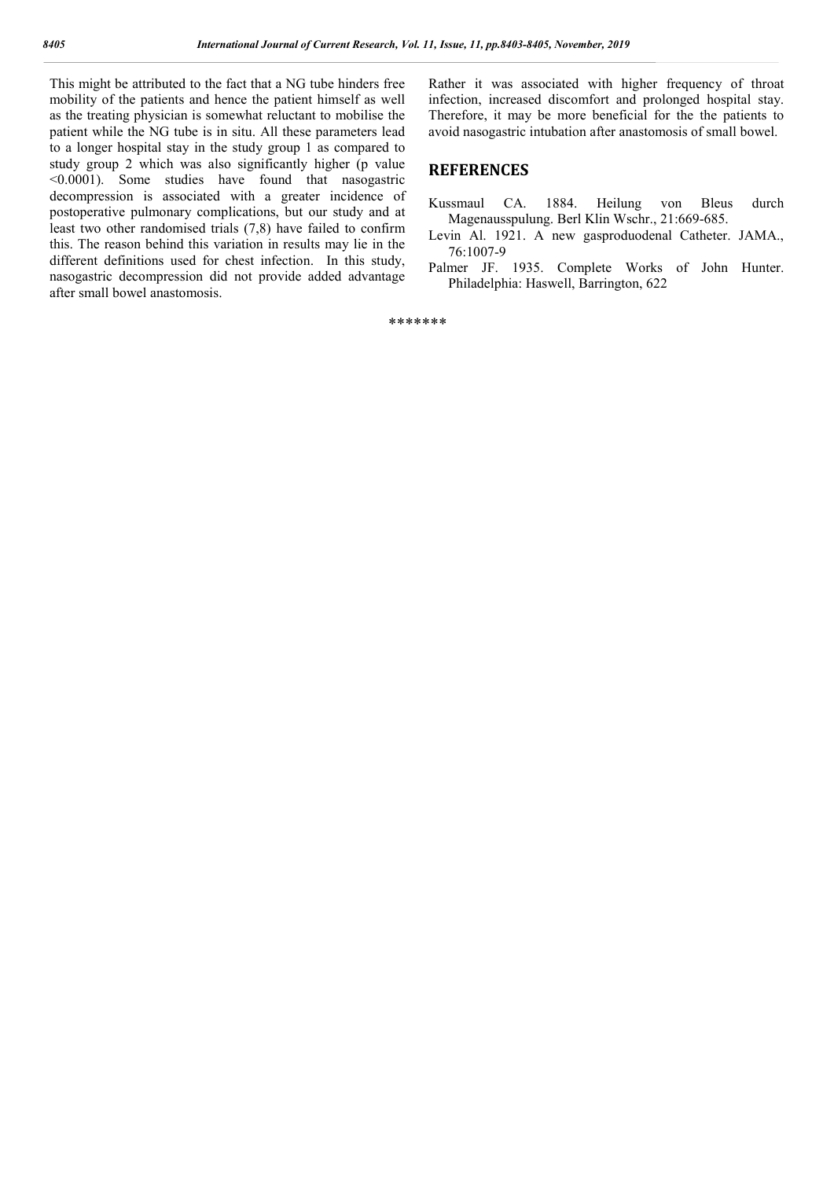This might be attributed to the fact that a NG tube hinders free mobility of the patients and hence the patient himself as well as the treating physician is somewhat reluctant to mobilise the patient while the NG tube is in situ. All these parameters lead to a longer hospital stay in the study group 1 as compared to study group 2 which was also significantly higher (p value <0.0001). Some studies have found that nasogastric decompression is associated with a greater incidence of postoperative pulmonary complications, but our study and at least two other randomised trials (7,8) have failed to confirm this. The reason behind this variation in results may lie in the different definitions used for chest infection. In this study, nasogastric decompression did not provide added advantage after small bowel anastomosis. Rather it was associated with higher frequency of throat infection, increased discomfort and prolonged hospital stay. Therefore, it may be more beneficial for the the patients to avoid nasogastric intubation after anastomosis of small bowel.

## REFERENCES

Kussmaul CA. 1884. Heilung von Bleus durch Magenausspulung. Berl Klin Wschr., 21:669-685.

Levin Al. 1921. A new gasproduodenal Catheter. JAMA., 76:1007-9

Palmer JF. 1935. Complete Works of John Hunter. Philadelphia: Haswell, Barrington, 622

*******